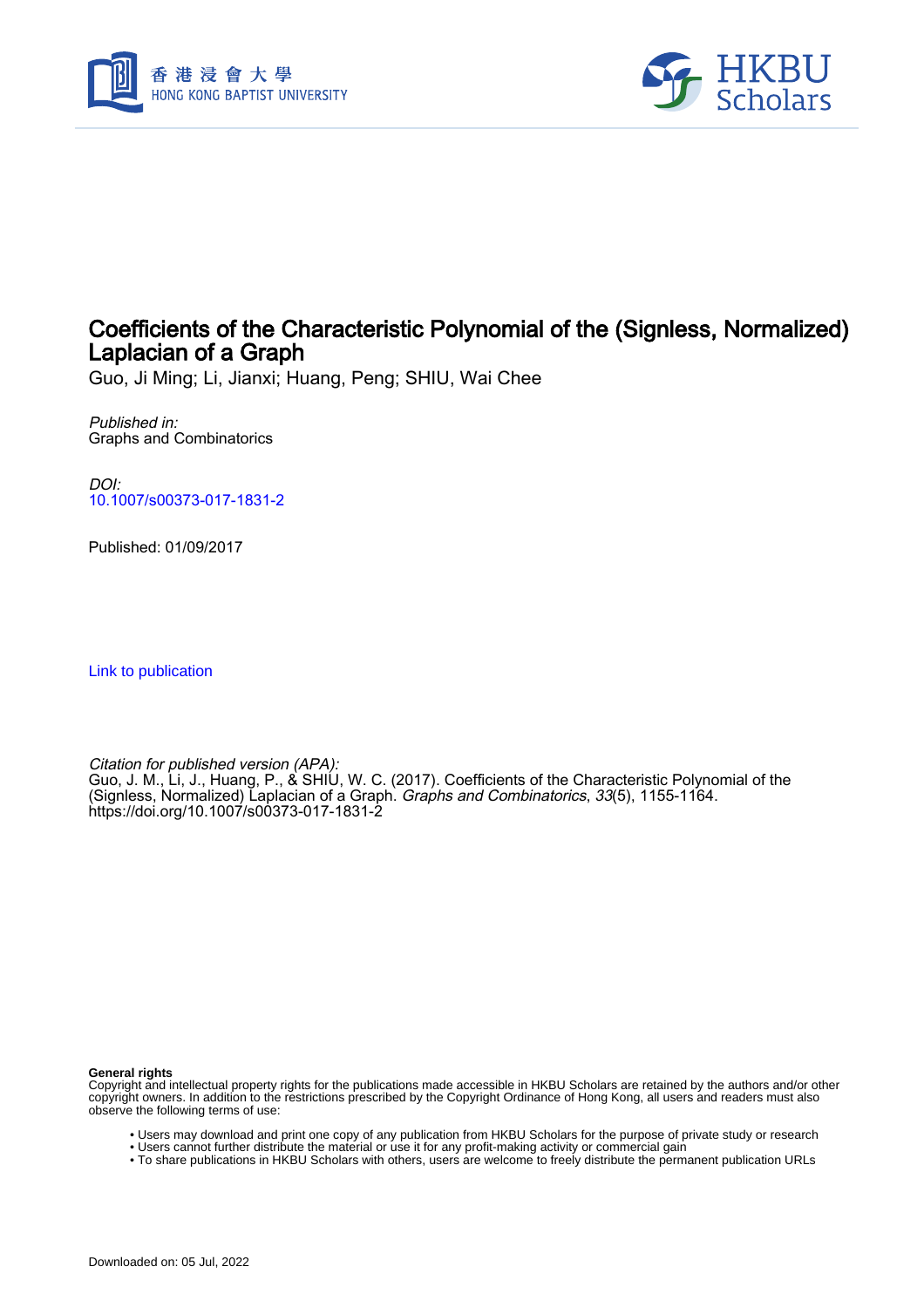# Coefficients of the Characteristic Polynomial of the (Signless, Normalized) Laplacian of a Graph

Guo, Ji Ming; Li, Jianxi; Huang, Peng; SHIU, Wai Chee

*Published in:*
Graphs and Combinatorics

*DOI:*
10.1007/s00373-017-1831-2

Published: 01/09/2017

Link to publication

*Citation for published version (APA):*
Guo, J. M., Li, J., Huang, P., & SHIU, W. C. (2017). Coefficients of the Characteristic Polynomial of the (Signless, Normalized) Laplacian of a Graph. *Graphs and Combinatorics*, *33*(5), 1155-1164. https://doi.org/10.1007/s00373-017-1831-2

**General rights**

Copyright and intellectual property rights for the publications made accessible in HKBU Scholars are retained by the authors and/or other copyright owners. In addition to the restrictions prescribed by the Copyright Ordinance of Hong Kong, all users and readers must also observe the following terms of use:

- Users may download and print one copy of any publication from HKBU Scholars for the purpose of private study or research
- Users cannot further distribute the material or use it for any profit-making activity or commercial gain
- To share publications in HKBU Scholars with others, users are welcome to freely distribute the permanent publication URLs

Downloaded on: 05 Jul, 2022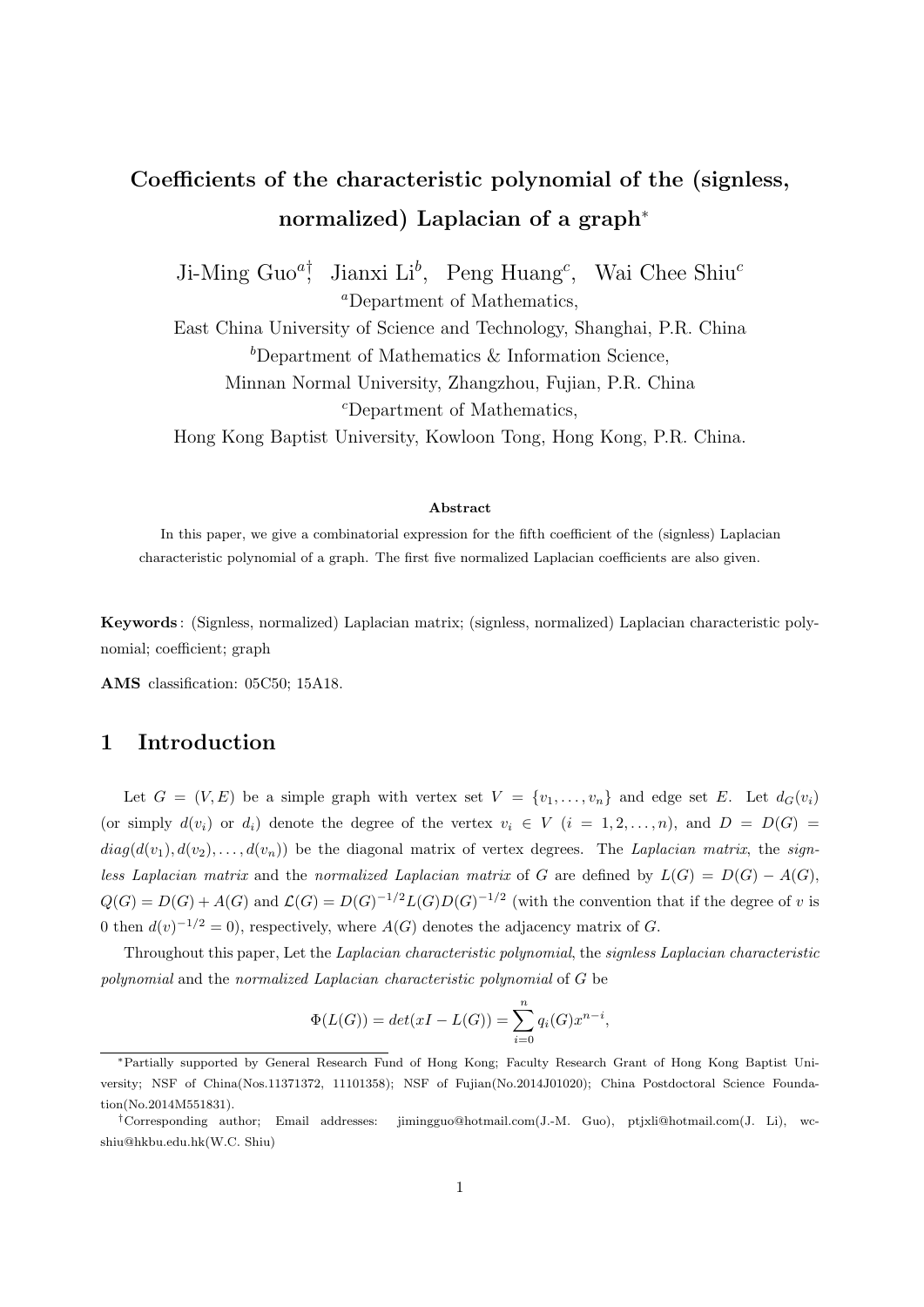# Coefficients of the characteristic polynomial of the (signless, normalized) Laplacian of a graph*

Ji-Ming Guo[a]†, Jianxi Li[b], Peng Huang[c], Wai Chee Shiu[c]

[a]Department of Mathematics,
East China University of Science and Technology, Shanghai, P.R. China
[b]Department of Mathematics & Information Science,
Minnan Normal University, Zhangzhou, Fujian, P.R. China
[c]Department of Mathematics,
Hong Kong Baptist University, Kowloon Tong, Hong Kong, P.R. China.

**Abstract**

In this paper, we give a combinatorial expression for the fifth coefficient of the (signless) Laplacian characteristic polynomial of a graph. The first five normalized Laplacian coefficients are also given.

**Keywords**: (Signless, normalized) Laplacian matrix; (signless, normalized) Laplacian characteristic polynomial; coefficient; graph

**AMS** classification: 05C50; 15A18.

## 1 Introduction

Let $G = (V, E)$ be a simple graph with vertex set $V = \{v_1, \ldots, v_n\}$ and edge set $E$. Let $d_G(v_i)$ (or simply $d(v_i)$ or $d_i$) denote the degree of the vertex $v_i \in V$ $(i = 1, 2, \ldots, n)$, and $D = D(G) = diag(d(v_1), d(v_2), \ldots, d(v_n))$ be the diagonal matrix of vertex degrees. The *Laplacian matrix*, the *signless Laplacian matrix* and the *normalized Laplacian matrix* of $G$ are defined by $L(G) = D(G) - A(G)$, $Q(G) = D(G) + A(G)$ and $\mathcal{L}(G) = D(G)^{-1/2}L(G)D(G)^{-1/2}$ (with the convention that if the degree of $v$ is 0 then $d(v)^{-1/2} = 0$), respectively, where $A(G)$ denotes the adjacency matrix of $G$.

Throughout this paper, Let the *Laplacian characteristic polynomial*, the *signless Laplacian characteristic polynomial* and the *normalized Laplacian characteristic polynomial* of $G$ be

$$\Phi(L(G)) = det(xI - L(G)) = \sum_{i=0}^{n} q_i(G)x^{n-i},$$

---

*Partially supported by General Research Fund of Hong Kong; Faculty Research Grant of Hong Kong Baptist University; NSF of China(Nos.11371372, 11101358); NSF of Fujian(No.2014J01020); China Postdoctoral Science Foundation(No.2014M551831).

†Corresponding author; Email addresses: jimingguo@hotmail.com(J.-M. Guo), ptjxli@hotmail.com(J. Li), wcshiu@hkbu.edu.hk(W.C. Shiu)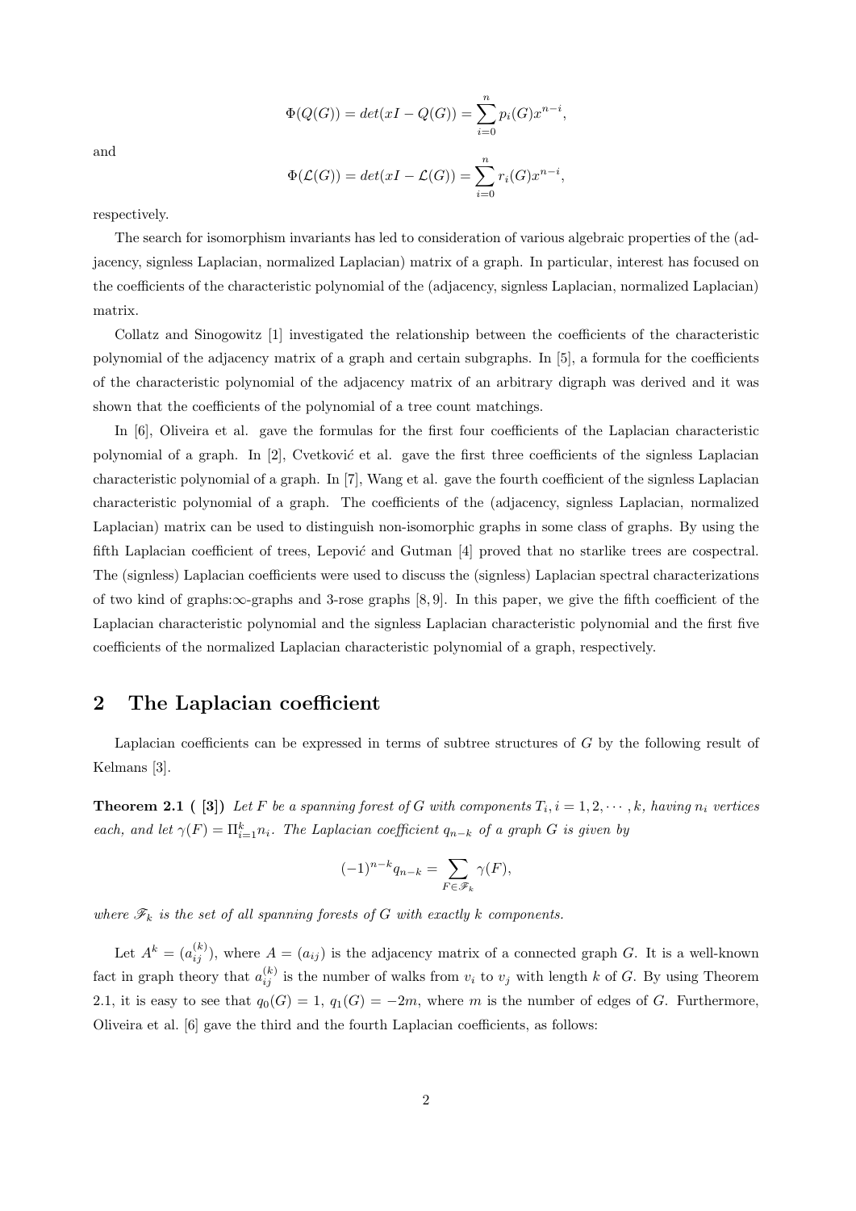$$\Phi(Q(G)) = det(xI - Q(G)) = \sum_{i=0}^{n} p_i(G)x^{n-i},$$

and

$$\Phi(\mathcal{L}(G)) = det(xI - \mathcal{L}(G)) = \sum_{i=0}^{n} r_i(G)x^{n-i},$$

respectively.

The search for isomorphism invariants has led to consideration of various algebraic properties of the (adjacency, signless Laplacian, normalized Laplacian) matrix of a graph. In particular, interest has focused on the coefficients of the characteristic polynomial of the (adjacency, signless Laplacian, normalized Laplacian) matrix.

Collatz and Sinogowitz [1] investigated the relationship between the coefficients of the characteristic polynomial of the adjacency matrix of a graph and certain subgraphs. In [5], a formula for the coefficients of the characteristic polynomial of the adjacency matrix of an arbitrary digraph was derived and it was shown that the coefficients of the polynomial of a tree count matchings.

In [6], Oliveira et al. gave the formulas for the first four coefficients of the Laplacian characteristic polynomial of a graph. In [2], Cvetković et al. gave the first three coefficients of the signless Laplacian characteristic polynomial of a graph. In [7], Wang et al. gave the fourth coefficient of the signless Laplacian characteristic polynomial of a graph. The coefficients of the (adjacency, signless Laplacian, normalized Laplacian) matrix can be used to distinguish non-isomorphic graphs in some class of graphs. By using the fifth Laplacian coefficient of trees, Lepović and Gutman [4] proved that no starlike trees are cospectral. The (signless) Laplacian coefficients were used to discuss the (signless) Laplacian spectral characterizations of two kind of graphs:$\infty$-graphs and 3-rose graphs [8, 9]. In this paper, we give the fifth coefficient of the Laplacian characteristic polynomial and the signless Laplacian characteristic polynomial and the first five coefficients of the normalized Laplacian characteristic polynomial of a graph, respectively.

## 2 The Laplacian coefficient

Laplacian coefficients can be expressed in terms of subtree structures of $G$ by the following result of Kelmans [3].

**Theorem 2.1 ( [3])** *Let $F$ be a spanning forest of $G$ with components $T_i, i = 1, 2, \cdots, k$, having $n_i$ vertices each, and let $\gamma(F) = \Pi_{i=1}^{k} n_i$. The Laplacian coefficient $q_{n-k}$ of a graph $G$ is given by*

$$(-1)^{n-k} q_{n-k} = \sum_{F \in \mathscr{F}_k} \gamma(F),$$

*where $\mathscr{F}_k$ is the set of all spanning forests of $G$ with exactly $k$ components.*

Let $A^k = (a_{ij}^{(k)})$, where $A = (a_{ij})$ is the adjacency matrix of a connected graph $G$. It is a well-known fact in graph theory that $a_{ij}^{(k)}$ is the number of walks from $v_i$ to $v_j$ with length $k$ of $G$. By using Theorem 2.1, it is easy to see that $q_0(G) = 1$, $q_1(G) = -2m$, where $m$ is the number of edges of $G$. Furthermore, Oliveira et al. [6] gave the third and the fourth Laplacian coefficients, as follows: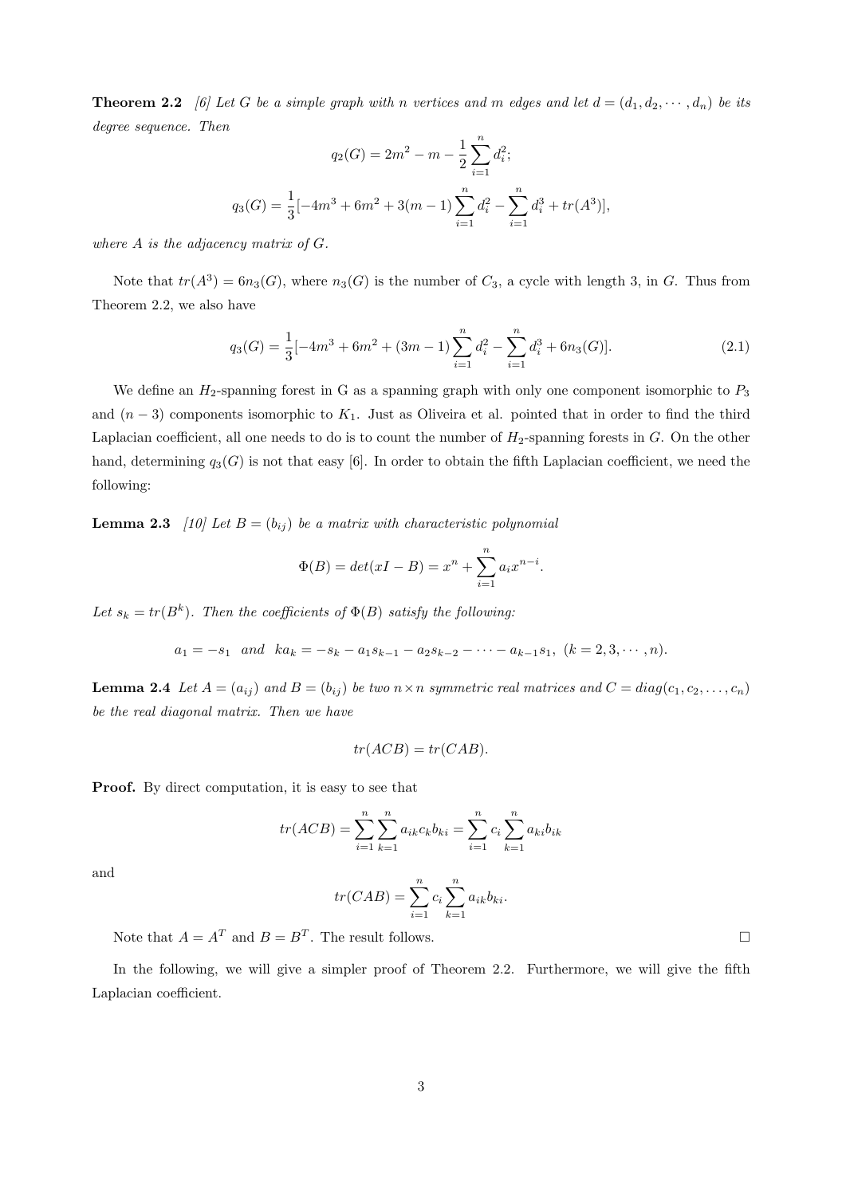**Theorem 2.2** *[6] Let G be a simple graph with n vertices and m edges and let $d = (d_1, d_2, \cdots, d_n)$ be its degree sequence. Then*

$$q_2(G) = 2m^2 - m - \frac{1}{2}\sum_{i=1}^{n} d_i^2;$$

$$q_3(G) = \frac{1}{3}[-4m^3 + 6m^2 + 3(m-1)\sum_{i=1}^{n} d_i^2 - \sum_{i=1}^{n} d_i^3 + tr(A^3)],$$

*where A is the adjacency matrix of G.*

Note that $tr(A^3) = 6n_3(G)$, where $n_3(G)$ is the number of $C_3$, a cycle with length 3, in $G$. Thus from Theorem 2.2, we also have

$$q_3(G) = \frac{1}{3}[-4m^3 + 6m^2 + (3m-1)\sum_{i=1}^{n} d_i^2 - \sum_{i=1}^{n} d_i^3 + 6n_3(G)]. \tag{2.1}$$

We define an $H_2$-spanning forest in G as a spanning graph with only one component isomorphic to $P_3$ and $(n-3)$ components isomorphic to $K_1$. Just as Oliveira et al. pointed that in order to find the third Laplacian coefficient, all one needs to do is to count the number of $H_2$-spanning forests in $G$. On the other hand, determining $q_3(G)$ is not that easy [6]. In order to obtain the fifth Laplacian coefficient, we need the following:

**Lemma 2.3** *[10] Let $B = (b_{ij})$ be a matrix with characteristic polynomial*

$$\Phi(B) = det(xI - B) = x^n + \sum_{i=1}^{n} a_i x^{n-i}.$$

*Let $s_k = tr(B^k)$. Then the coefficients of $\Phi(B)$ satisfy the following:*

$$a_1 = -s_1 \quad and \quad ka_k = -s_k - a_1 s_{k-1} - a_2 s_{k-2} - \cdots - a_{k-1}s_1, \ (k = 2, 3, \cdots, n).$$

**Lemma 2.4** *Let $A = (a_{ij})$ and $B = (b_{ij})$ be two $n \times n$ symmetric real matrices and $C = diag(c_1, c_2, \ldots, c_n)$ be the real diagonal matrix. Then we have*

$$tr(ACB) = tr(CAB).$$

**Proof.** By direct computation, it is easy to see that

$$tr(ACB) = \sum_{i=1}^{n}\sum_{k=1}^{n} a_{ik}c_k b_{ki} = \sum_{i=1}^{n} c_i \sum_{k=1}^{n} a_{ki}b_{ik}$$

and

$$tr(CAB) = \sum_{i=1}^{n} c_i \sum_{k=1}^{n} a_{ik}b_{ki}.$$

Note that $A = A^T$ and $B = B^T$. The result follows. □

In the following, we will give a simpler proof of Theorem 2.2. Furthermore, we will give the fifth Laplacian coefficient.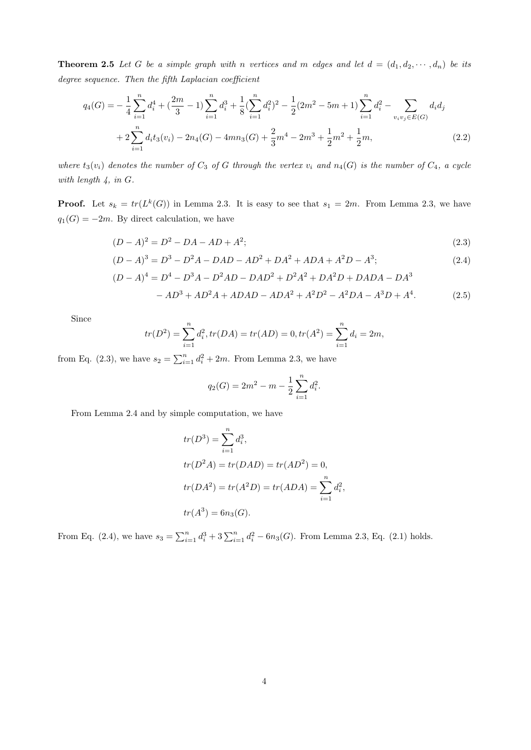**Theorem 2.5** *Let $G$ be a simple graph with $n$ vertices and $m$ edges and let $d = (d_1, d_2, \cdots, d_n)$ be its degree sequence. Then the fifth Laplacian coefficient*

$$
\begin{aligned}
q_4(G) =& -\frac{1}{4}\sum_{i=1}^{n} d_i^4 + (\frac{2m}{3} - 1)\sum_{i=1}^{n} d_i^3 + \frac{1}{8}(\sum_{i=1}^{n} d_i^2)^2 - \frac{1}{2}(2m^2 - 5m + 1)\sum_{i=1}^{n} d_i^2 - \sum_{v_iv_j \in E(G)} d_i d_j \\
&+ 2\sum_{i=1}^{n} d_i t_3(v_i) - 2n_4(G) - 4mn_3(G) + \frac{2}{3}m^4 - 2m^3 + \frac{1}{2}m^2 + \frac{1}{2}m, \qquad (2.2)
\end{aligned}
$$

*where $t_3(v_i)$ denotes the number of $C_3$ of $G$ through the vertex $v_i$ and $n_4(G)$ is the number of $C_4$, a cycle with length 4, in $G$.*

**Proof.** Let $s_k = tr(L^k(G))$ in Lemma 2.3. It is easy to see that $s_1 = 2m$. From Lemma 2.3, we have $q_1(G) = -2m$. By direct calculation, we have

$$(D - A)^2 = D^2 - DA - AD + A^2; \qquad (2.3)$$

$$(D - A)^3 = D^3 - D^2A - DAD - AD^2 + DA^2 + ADA + A^2D - A^3; \qquad (2.4)$$

$$
\begin{aligned}
(D - A)^4 =& D^4 - D^3A - D^2AD - DAD^2 + D^2A^2 + DA^2D + DADA - DA^3 \\
&- AD^3 + AD^2A + ADAD - ADA^2 + A^2D^2 - A^2DA - A^3D + A^4. \qquad (2.5)
\end{aligned}
$$

Since

$$tr(D^2) = \sum_{i=1}^{n} d_i^2, tr(DA) = tr(AD) = 0, tr(A^2) = \sum_{i=1}^{n} d_i = 2m,$$

from Eq. (2.3), we have $s_2 = \sum_{i=1}^{n} d_i^2 + 2m$. From Lemma 2.3, we have

$$q_2(G) = 2m^2 - m - \frac{1}{2}\sum_{i=1}^{n} d_i^2.$$

From Lemma 2.4 and by simple computation, we have

$$
\begin{aligned}
&tr(D^3) = \sum_{i=1}^{n} d_i^3, \\
&tr(D^2A) = tr(DAD) = tr(AD^2) = 0, \\
&tr(DA^2) = tr(A^2D) = tr(ADA) = \sum_{i=1}^{n} d_i^2, \\
&tr(A^3) = 6n_3(G).
\end{aligned}
$$

From Eq. (2.4), we have $s_3 = \sum_{i=1}^{n} d_i^3 + 3\sum_{i=1}^{n} d_i^2 - 6n_3(G)$. From Lemma 2.3, Eq. (2.1) holds.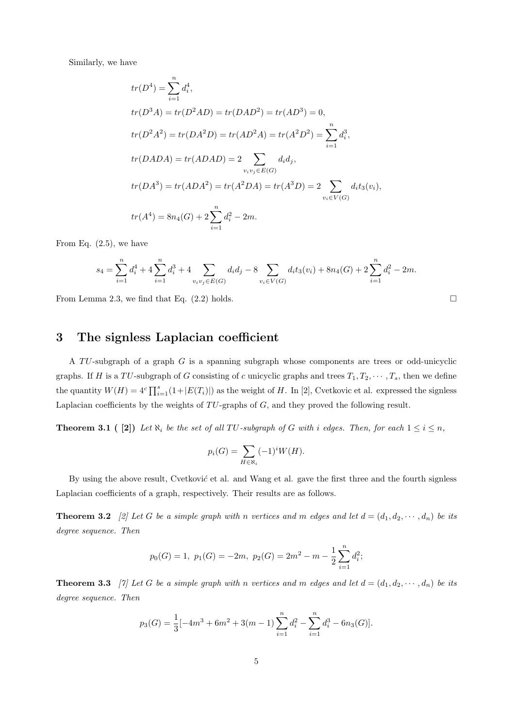Similarly, we have

$$
\begin{aligned}
&tr(D^4) = \sum_{i=1}^{n} d_i^4,\\
&tr(D^3A) = tr(D^2AD) = tr(DAD^2) = tr(AD^3) = 0,\\
&tr(D^2A^2) = tr(DA^2D) = tr(AD^2A) = tr(A^2D^2) = \sum_{i=1}^{n} d_i^3,\\
&tr(DADA) = tr(ADAD) = 2\sum_{v_iv_j \in E(G)} d_id_j,\\
&tr(DA^3) = tr(ADA^2) = tr(A^2DA) = tr(A^3D) = 2\sum_{v_i \in V(G)} d_it_3(v_i),\\
&tr(A^4) = 8n_4(G) + 2\sum_{i=1}^{n} d_i^2 - 2m.
\end{aligned}
$$

From Eq. (2.5), we have

$$
s_4 = \sum_{i=1}^{n} d_i^4 + 4\sum_{i=1}^{n} d_i^3 + 4\sum_{v_iv_j \in E(G)} d_id_j - 8\sum_{v_i \in V(G)} d_it_3(v_i) + 8n_4(G) + 2\sum_{i=1}^{n} d_i^2 - 2m.
$$

From Lemma 2.3, we find that Eq. (2.2) holds. □

## 3 The signless Laplacian coefficient

A $TU$-subgraph of a graph $G$ is a spanning subgraph whose components are trees or odd-unicyclic graphs. If $H$ is a $TU$-subgraph of $G$ consisting of $c$ unicyclic graphs and trees $T_1, T_2, \cdots, T_s$, then we define the quantity $W(H) = 4^c \prod_{i=1}^{s}(1+|E(T_i)|)$ as the weight of $H$. In [2], Cvetkovic et al. expressed the signless Laplacian coefficients by the weights of $TU$-graphs of $G$, and they proved the following result.

**Theorem 3.1 ( [2])** *Let $\aleph_i$ be the set of all $TU$-subgraph of $G$ with $i$ edges. Then, for each $1 \leq i \leq n$,*

$$
p_i(G) = \sum_{H \in \aleph_i} (-1)^i W(H).
$$

By using the above result, Cvetković et al. and Wang et al. gave the first three and the fourth signless Laplacian coefficients of a graph, respectively. Their results are as follows.

**Theorem 3.2** *[2] Let $G$ be a simple graph with $n$ vertices and $m$ edges and let $d = (d_1, d_2, \cdots, d_n)$ be its degree sequence. Then*

$$
p_0(G) = 1,\ p_1(G) = -2m,\ p_2(G) = 2m^2 - m - \frac{1}{2}\sum_{i=1}^{n} d_i^2;
$$

**Theorem 3.3** *[7] Let $G$ be a simple graph with $n$ vertices and $m$ edges and let $d = (d_1, d_2, \cdots, d_n)$ be its degree sequence. Then*

$$
p_3(G) = \frac{1}{3}[-4m^3 + 6m^2 + 3(m-1)\sum_{i=1}^{n} d_i^2 - \sum_{i=1}^{n} d_i^3 - 6n_3(G)].
$$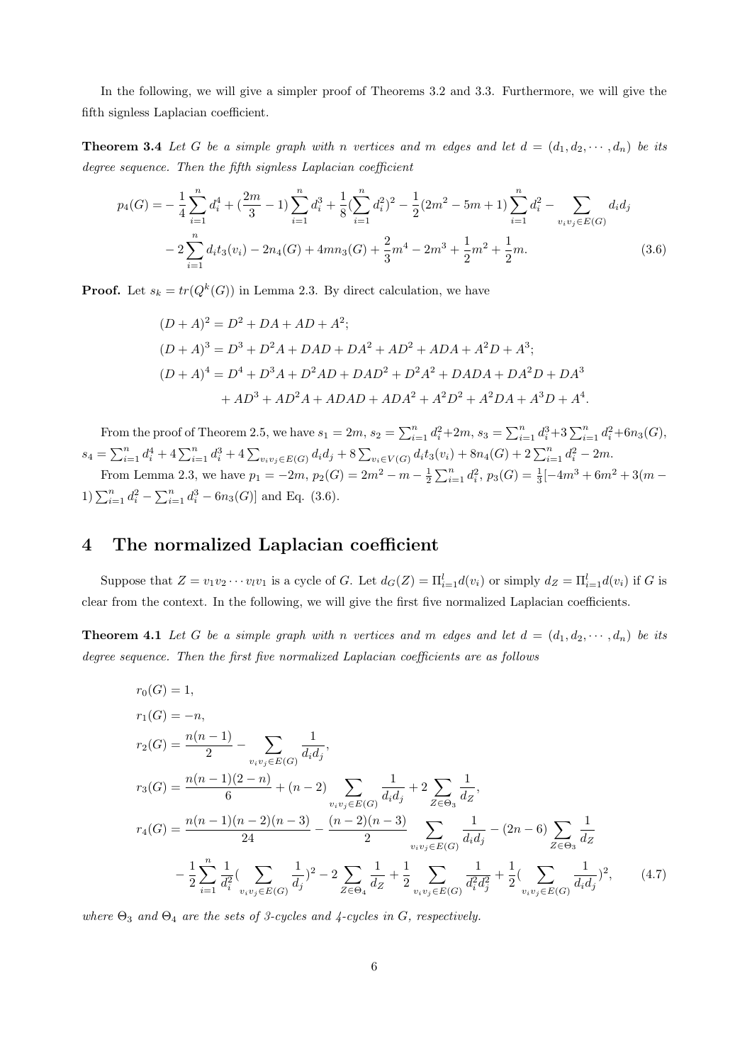In the following, we will give a simpler proof of Theorems 3.2 and 3.3. Furthermore, we will give the fifth signless Laplacian coefficient.

**Theorem 3.4** *Let $G$ be a simple graph with $n$ vertices and $m$ edges and let $d = (d_1, d_2, \cdots, d_n)$ be its degree sequence. Then the fifth signless Laplacian coefficient*

$$
\begin{aligned}
p_4(G) = & -\frac{1}{4}\sum_{i=1}^{n} d_i^4 + (\frac{2m}{3} - 1)\sum_{i=1}^{n} d_i^3 + \frac{1}{8}(\sum_{i=1}^{n} d_i^2)^2 - \frac{1}{2}(2m^2 - 5m + 1)\sum_{i=1}^{n} d_i^2 - \sum_{v_iv_j \in E(G)} d_i d_j \\
& - 2\sum_{i=1}^{n} d_i t_3(v_i) - 2n_4(G) + 4mn_3(G) + \frac{2}{3}m^4 - 2m^3 + \frac{1}{2}m^2 + \frac{1}{2}m. \qquad (3.6)
\end{aligned}
$$

**Proof.** Let $s_k = tr(Q^k(G))$ in Lemma 2.3. By direct calculation, we have

$$
\begin{aligned}
(D + A)^2 &= D^2 + DA + AD + A^2; \\
(D + A)^3 &= D^3 + D^2A + DAD + DA^2 + AD^2 + ADA + A^2D + A^3; \\
(D + A)^4 &= D^4 + D^3A + D^2AD + DAD^2 + D^2A^2 + DADA + DA^2D + DA^3 \\
&\quad + AD^3 + AD^2A + ADAD + ADA^2 + A^2D^2 + A^2DA + A^3D + A^4.
\end{aligned}
$$

From the proof of Theorem 2.5, we have $s_1 = 2m$, $s_2 = \sum_{i=1}^{n} d_i^2 + 2m$, $s_3 = \sum_{i=1}^{n} d_i^3 + 3\sum_{i=1}^{n} d_i^2 + 6n_3(G)$, $s_4 = \sum_{i=1}^{n} d_i^4 + 4\sum_{i=1}^{n} d_i^3 + 4\sum_{v_iv_j \in E(G)} d_i d_j + 8\sum_{v_i \in V(G)} d_i t_3(v_i) + 8n_4(G) + 2\sum_{i=1}^{n} d_i^2 - 2m$.

From Lemma 2.3, we have $p_1 = -2m$, $p_2(G) = 2m^2 - m - \frac{1}{2}\sum_{i=1}^{n} d_i^2$, $p_3(G) = \frac{1}{3}[-4m^3 + 6m^2 + 3(m - 1)\sum_{i=1}^{n} d_i^2 - \sum_{i=1}^{n} d_i^3 - 6n_3(G)]$ and Eq. (3.6).

## 4 The normalized Laplacian coefficient

Suppose that $Z = v_1v_2 \cdots v_lv_1$ is a cycle of $G$. Let $d_G(Z) = \Pi_{i=1}^{l} d(v_i)$ or simply $d_Z = \Pi_{i=1}^{l} d(v_i)$ if $G$ is clear from the context. In the following, we will give the first five normalized Laplacian coefficients.

**Theorem 4.1** *Let $G$ be a simple graph with $n$ vertices and $m$ edges and let $d = (d_1, d_2, \cdots, d_n)$ be its degree sequence. Then the first five normalized Laplacian coefficients are as follows*

$$
\begin{aligned}
r_0(G) &= 1, \\
r_1(G) &= -n, \\
r_2(G) &= \frac{n(n-1)}{2} - \sum_{v_iv_j \in E(G)} \frac{1}{d_i d_j}, \\
r_3(G) &= \frac{n(n-1)(2-n)}{6} + (n-2)\sum_{v_iv_j \in E(G)} \frac{1}{d_i d_j} + 2\sum_{Z \in \Theta_3} \frac{1}{d_Z}, \\
r_4(G) &= \frac{n(n-1)(n-2)(n-3)}{24} - \frac{(n-2)(n-3)}{2}\sum_{v_iv_j \in E(G)} \frac{1}{d_i d_j} - (2n-6)\sum_{Z \in \Theta_3} \frac{1}{d_Z} \\
&\quad - \frac{1}{2}\sum_{i=1}^{n} \frac{1}{d_i^2}(\sum_{v_iv_j \in E(G)} \frac{1}{d_j})^2 - 2\sum_{Z \in \Theta_4} \frac{1}{d_Z} + \frac{1}{2}\sum_{v_iv_j \in E(G)} \frac{1}{d_i^2 d_j^2} + \frac{1}{2}(\sum_{v_iv_j \in E(G)} \frac{1}{d_i d_j})^2, \qquad (4.7)
\end{aligned}
$$

*where $\Theta_3$ and $\Theta_4$ are the sets of 3-cycles and 4-cycles in $G$, respectively.*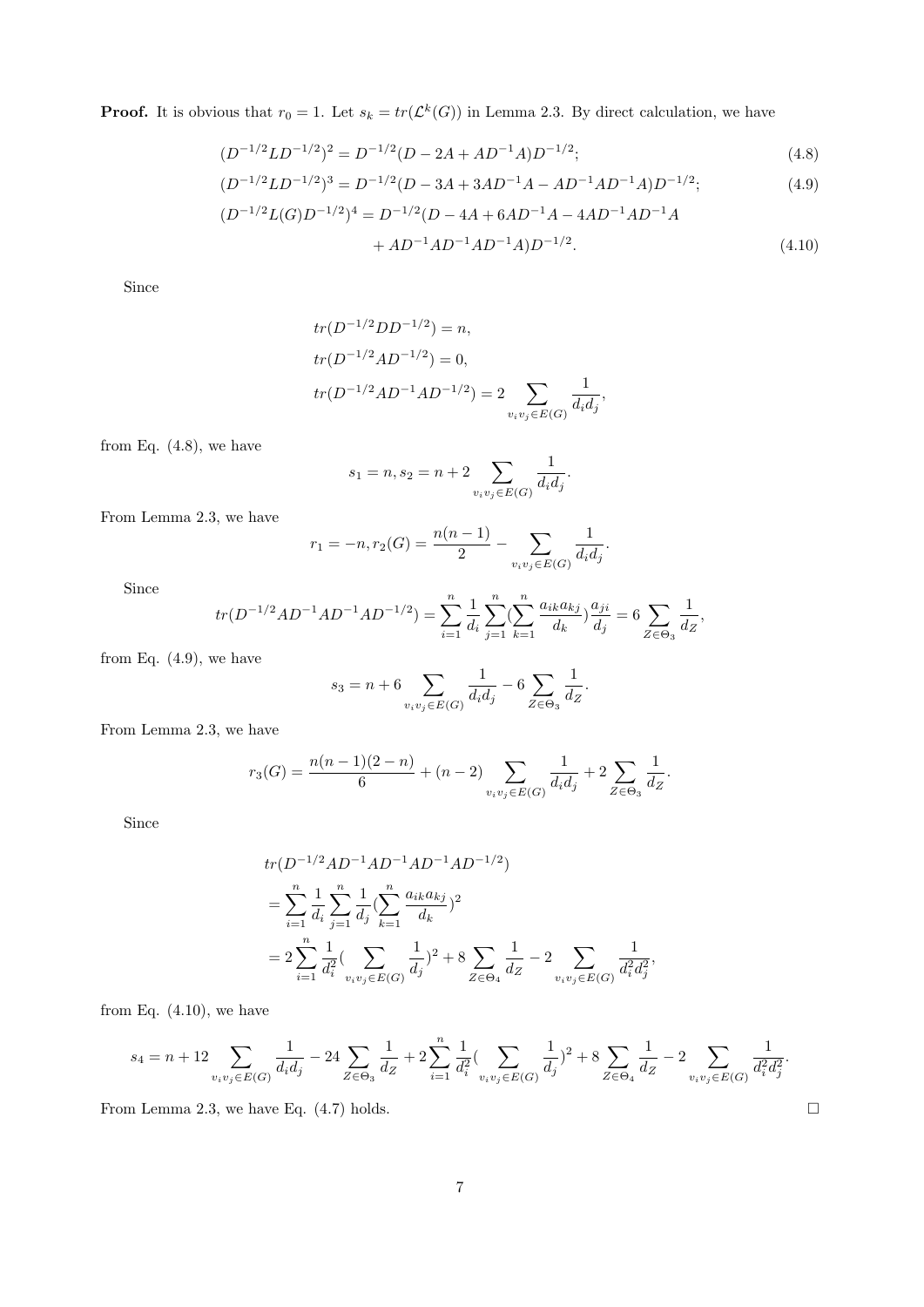**Proof.** It is obvious that $r_0 = 1$. Let $s_k = tr(\mathcal{L}^k(G))$ in Lemma 2.3. By direct calculation, we have

$$(D^{-1/2}LD^{-1/2})^2 = D^{-1/2}(D - 2A + AD^{-1}A)D^{-1/2}; \tag{4.8}$$

$$(D^{-1/2}LD^{-1/2})^3 = D^{-1/2}(D - 3A + 3AD^{-1}A - AD^{-1}AD^{-1}A)D^{-1/2}; \tag{4.9}$$

$$(D^{-1/2}L(G)D^{-1/2})^4 = D^{-1/2}(D - 4A + 6AD^{-1}A - 4AD^{-1}AD^{-1}A + AD^{-1}AD^{-1}AD^{-1}A)D^{-1/2}. \tag{4.10}$$

Since

$$tr(D^{-1/2}DD^{-1/2}) = n,$$
$$tr(D^{-1/2}AD^{-1/2}) = 0,$$
$$tr(D^{-1/2}AD^{-1}AD^{-1/2}) = 2\sum_{v_iv_j\in E(G)}\frac{1}{d_id_j},$$

from Eq. (4.8), we have

$$s_1 = n, s_2 = n + 2\sum_{v_iv_j\in E(G)}\frac{1}{d_id_j}.$$

From Lemma 2.3, we have

$$r_1 = -n, r_2(G) = \frac{n(n-1)}{2} - \sum_{v_iv_j\in E(G)}\frac{1}{d_id_j}.$$

Since

$$tr(D^{-1/2}AD^{-1}AD^{-1}AD^{-1/2}) = \sum_{i=1}^{n}\frac{1}{d_i}\sum_{j=1}^{n}(\sum_{k=1}^{n}\frac{a_{ik}a_{kj}}{d_k})\frac{a_{ji}}{d_j} = 6\sum_{Z\in\Theta_3}\frac{1}{d_Z},$$

from Eq. (4.9), we have

$$s_3 = n + 6\sum_{v_iv_j\in E(G)}\frac{1}{d_id_j} - 6\sum_{Z\in\Theta_3}\frac{1}{d_Z}.$$

From Lemma 2.3, we have

$$r_3(G) = \frac{n(n-1)(2-n)}{6} + (n-2)\sum_{v_iv_j\in E(G)}\frac{1}{d_id_j} + 2\sum_{Z\in\Theta_3}\frac{1}{d_Z}.$$

Since

$$\begin{aligned}
&tr(D^{-1/2}AD^{-1}AD^{-1}AD^{-1}AD^{-1/2})\\
&= \sum_{i=1}^{n}\frac{1}{d_i}\sum_{j=1}^{n}\frac{1}{d_j}(\sum_{k=1}^{n}\frac{a_{ik}a_{kj}}{d_k})^2\\
&= 2\sum_{i=1}^{n}\frac{1}{d_i^2}(\sum_{v_iv_j\in E(G)}\frac{1}{d_j})^2 + 8\sum_{Z\in\Theta_4}\frac{1}{d_Z} - 2\sum_{v_iv_j\in E(G)}\frac{1}{d_i^2d_j^2},
\end{aligned}$$

from Eq. (4.10), we have

$$s_4 = n + 12\sum_{v_iv_j\in E(G)}\frac{1}{d_id_j} - 24\sum_{Z\in\Theta_3}\frac{1}{d_Z} + 2\sum_{i=1}^{n}\frac{1}{d_i^2}(\sum_{v_iv_j\in E(G)}\frac{1}{d_j})^2 + 8\sum_{Z\in\Theta_4}\frac{1}{d_Z} - 2\sum_{v_iv_j\in E(G)}\frac{1}{d_i^2d_j^2}.$$

From Lemma 2.3, we have Eq. (4.7) holds. □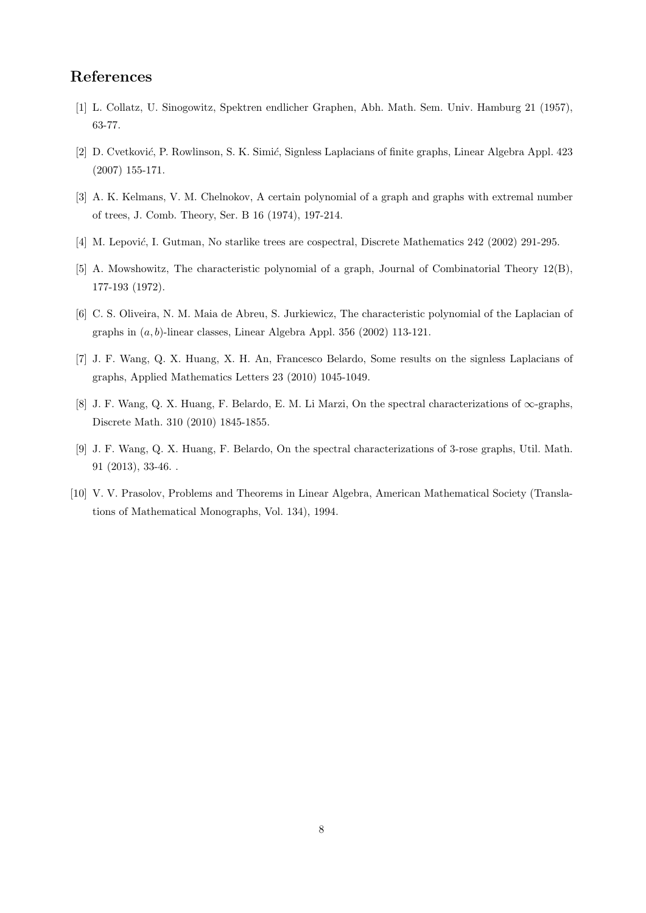## References

[1] L. Collatz, U. Sinogowitz, Spektren endlicher Graphen, Abh. Math. Sem. Univ. Hamburg 21 (1957), 63-77.

[2] D. Cvetković, P. Rowlinson, S. K. Simić, Signless Laplacians of finite graphs, Linear Algebra Appl. 423 (2007) 155-171.

[3] A. K. Kelmans, V. M. Chelnokov, A certain polynomial of a graph and graphs with extremal number of trees, J. Comb. Theory, Ser. B 16 (1974), 197-214.

[4] M. Lepović, I. Gutman, No starlike trees are cospectral, Discrete Mathematics 242 (2002) 291-295.

[5] A. Mowshowitz, The characteristic polynomial of a graph, Journal of Combinatorial Theory 12(B), 177-193 (1972).

[6] C. S. Oliveira, N. M. Maia de Abreu, S. Jurkiewicz, The characteristic polynomial of the Laplacian of graphs in $(a, b)$-linear classes, Linear Algebra Appl. 356 (2002) 113-121.

[7] J. F. Wang, Q. X. Huang, X. H. An, Francesco Belardo, Some results on the signless Laplacians of graphs, Applied Mathematics Letters 23 (2010) 1045-1049.

[8] J. F. Wang, Q. X. Huang, F. Belardo, E. M. Li Marzi, On the spectral characterizations of $\infty$-graphs, Discrete Math. 310 (2010) 1845-1855.

[9] J. F. Wang, Q. X. Huang, F. Belardo, On the spectral characterizations of 3-rose graphs, Util. Math. 91 (2013), 33-46. .

[10] V. V. Prasolov, Problems and Theorems in Linear Algebra, American Mathematical Society (Translations of Mathematical Monographs, Vol. 134), 1994.